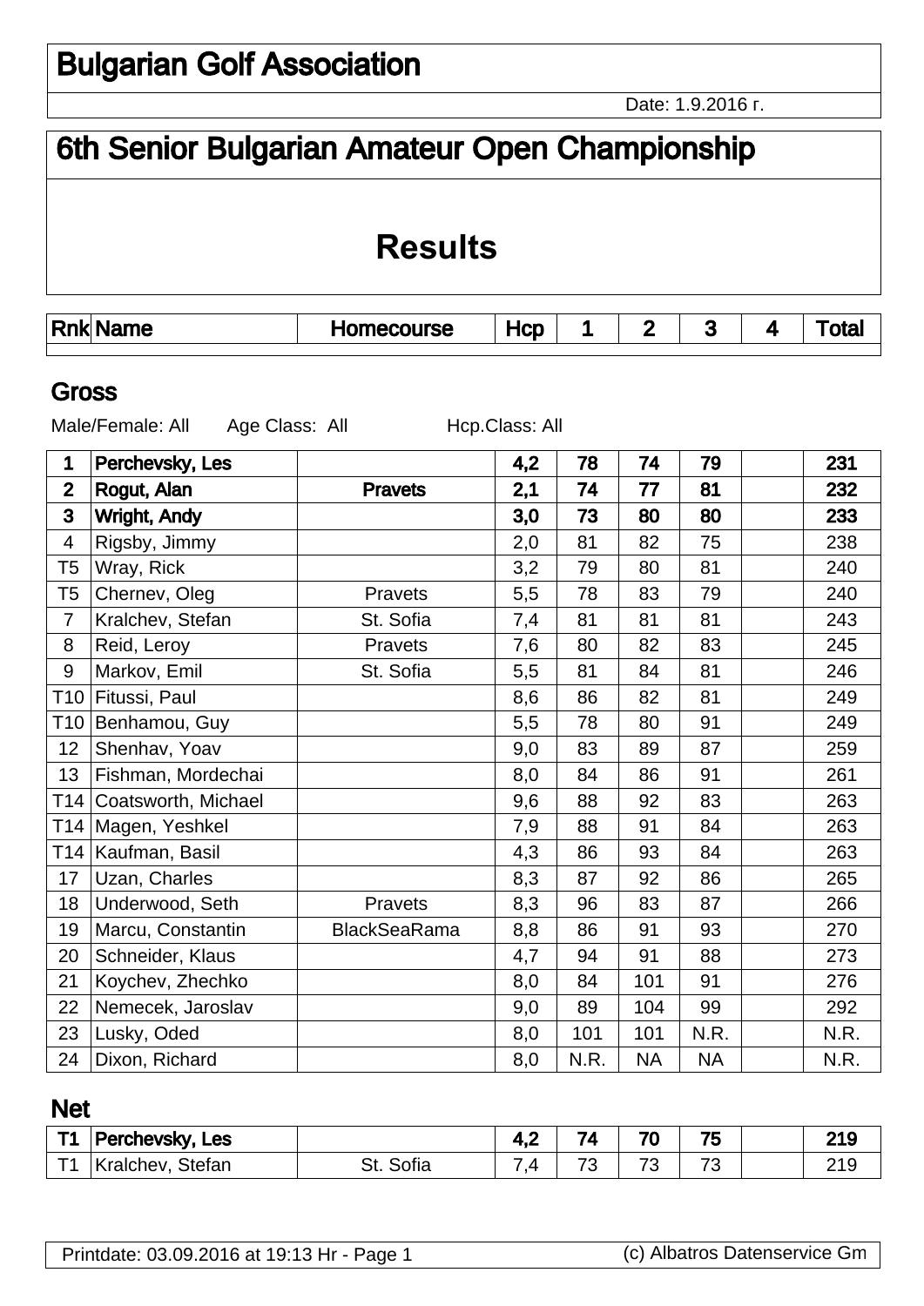# Bulgarian Golf Association

Date: 1.9.2016 г.

# 6th Senior Bulgarian Amateur Open Championship

## Results

### Gross

Male/Female: All    Age Class: All    Hcp.Class: All

| Rnk | Name | Homecourse | Hcp | 1 | 2 | 3 | 4 | Total |
|---|---|---|---|---|---|---|---|---|
| **1** | **Perchevsky, Les** | | **4,2** | **78** | **74** | **79** | | **231** |
| **2** | **Rogut, Alan** | **Pravets** | **2,1** | **74** | **77** | **81** | | **232** |
| **3** | **Wright, Andy** | | **3,0** | **73** | **80** | **80** | | **233** |
| 4 | Rigsby, Jimmy | | 2,0 | 81 | 82 | 75 | | 238 |
| T5 | Wray, Rick | | 3,2 | 79 | 80 | 81 | | 240 |
| T5 | Chernev, Oleg | Pravets | 5,5 | 78 | 83 | 79 | | 240 |
| 7 | Kralchev, Stefan | St. Sofia | 7,4 | 81 | 81 | 81 | | 243 |
| 8 | Reid, Leroy | Pravets | 7,6 | 80 | 82 | 83 | | 245 |
| 9 | Markov, Emil | St. Sofia | 5,5 | 81 | 84 | 81 | | 246 |
| T10 | Fitussi, Paul | | 8,6 | 86 | 82 | 81 | | 249 |
| T10 | Benhamou, Guy | | 5,5 | 78 | 80 | 91 | | 249 |
| 12 | Shenhav, Yoav | | 9,0 | 83 | 89 | 87 | | 259 |
| 13 | Fishman, Mordechai | | 8,0 | 84 | 86 | 91 | | 261 |
| T14 | Coatsworth, Michael | | 9,6 | 88 | 92 | 83 | | 263 |
| T14 | Magen, Yeshkel | | 7,9 | 88 | 91 | 84 | | 263 |
| T14 | Kaufman, Basil | | 4,3 | 86 | 93 | 84 | | 263 |
| 17 | Uzan, Charles | | 8,3 | 87 | 92 | 86 | | 265 |
| 18 | Underwood, Seth | Pravets | 8,3 | 96 | 83 | 87 | | 266 |
| 19 | Marcu, Constantin | BlackSeaRama | 8,8 | 86 | 91 | 93 | | 270 |
| 20 | Schneider, Klaus | | 4,7 | 94 | 91 | 88 | | 273 |
| 21 | Koychev, Zhechko | | 8,0 | 84 | 101 | 91 | | 276 |
| 22 | Nemecek, Jaroslav | | 9,0 | 89 | 104 | 99 | | 292 |
| 23 | Lusky, Oded | | 8,0 | 101 | 101 | N.R. | | N.R. |
| 24 | Dixon, Richard | | 8,0 | N.R. | NA | NA | | N.R. |

### Net

| Rnk | Name | Homecourse | Hcp | 1 | 2 | 3 | 4 | Total |
|---|---|---|---|---|---|---|---|---|
| **T1** | **Perchevsky, Les** | | **4,2** | **74** | **70** | **75** | | **219** |
| T1 | Kralchev, Stefan | St. Sofia | 7,4 | 73 | 73 | 73 | | 219 |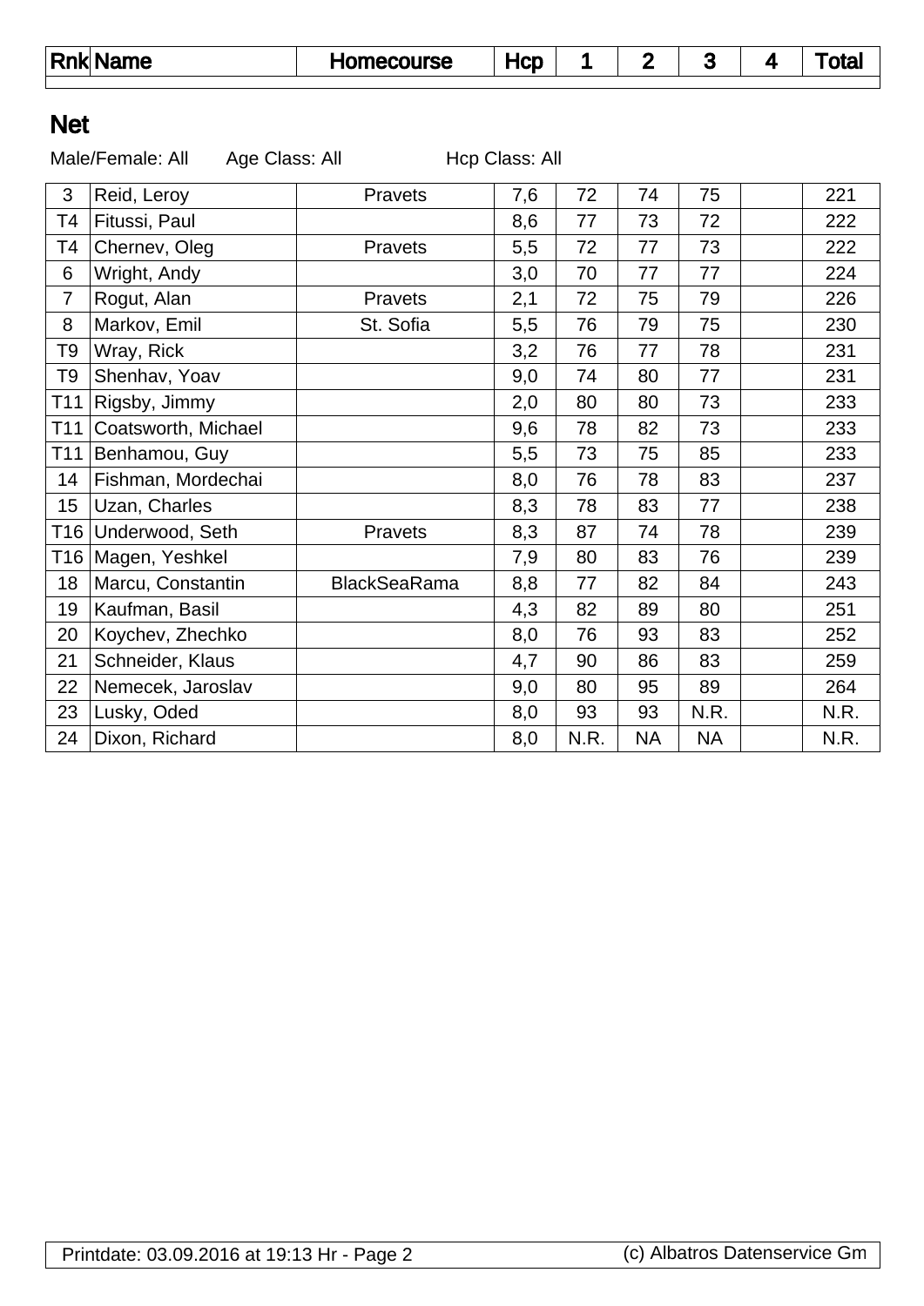## Net

Male/Female: All Age Class: All Hcp Class: All

| Rnk | Name | Homecourse | Hcp | 1 | 2 | 3 | 4 | Total |
|---|---|---|---|---|---|---|---|---|
| 3 | Reid, Leroy | Pravets | 7,6 | 72 | 74 | 75 | | 221 |
| T4 | Fitussi, Paul | | 8,6 | 77 | 73 | 72 | | 222 |
| T4 | Chernev, Oleg | Pravets | 5,5 | 72 | 77 | 73 | | 222 |
| 6 | Wright, Andy | | 3,0 | 70 | 77 | 77 | | 224 |
| 7 | Rogut, Alan | Pravets | 2,1 | 72 | 75 | 79 | | 226 |
| 8 | Markov, Emil | St. Sofia | 5,5 | 76 | 79 | 75 | | 230 |
| T9 | Wray, Rick | | 3,2 | 76 | 77 | 78 | | 231 |
| T9 | Shenhav, Yoav | | 9,0 | 74 | 80 | 77 | | 231 |
| T11 | Rigsby, Jimmy | | 2,0 | 80 | 80 | 73 | | 233 |
| T11 | Coatsworth, Michael | | 9,6 | 78 | 82 | 73 | | 233 |
| T11 | Benhamou, Guy | | 5,5 | 73 | 75 | 85 | | 233 |
| 14 | Fishman, Mordechai | | 8,0 | 76 | 78 | 83 | | 237 |
| 15 | Uzan, Charles | | 8,3 | 78 | 83 | 77 | | 238 |
| T16 | Underwood, Seth | Pravets | 8,3 | 87 | 74 | 78 | | 239 |
| T16 | Magen, Yeshkel | | 7,9 | 80 | 83 | 76 | | 239 |
| 18 | Marcu, Constantin | BlackSeaRama | 8,8 | 77 | 82 | 84 | | 243 |
| 19 | Kaufman, Basil | | 4,3 | 82 | 89 | 80 | | 251 |
| 20 | Koychev, Zhechko | | 8,0 | 76 | 93 | 83 | | 252 |
| 21 | Schneider, Klaus | | 4,7 | 90 | 86 | 83 | | 259 |
| 22 | Nemecek, Jaroslav | | 9,0 | 80 | 95 | 89 | | 264 |
| 23 | Lusky, Oded | | 8,0 | 93 | 93 | N.R. | | N.R. |
| 24 | Dixon, Richard | | 8,0 | N.R. | NA | NA | | N.R. |

Printdate: 03.09.2016 at 19:13 Hr - Page 2 (c) Albatros Datenservice Gm